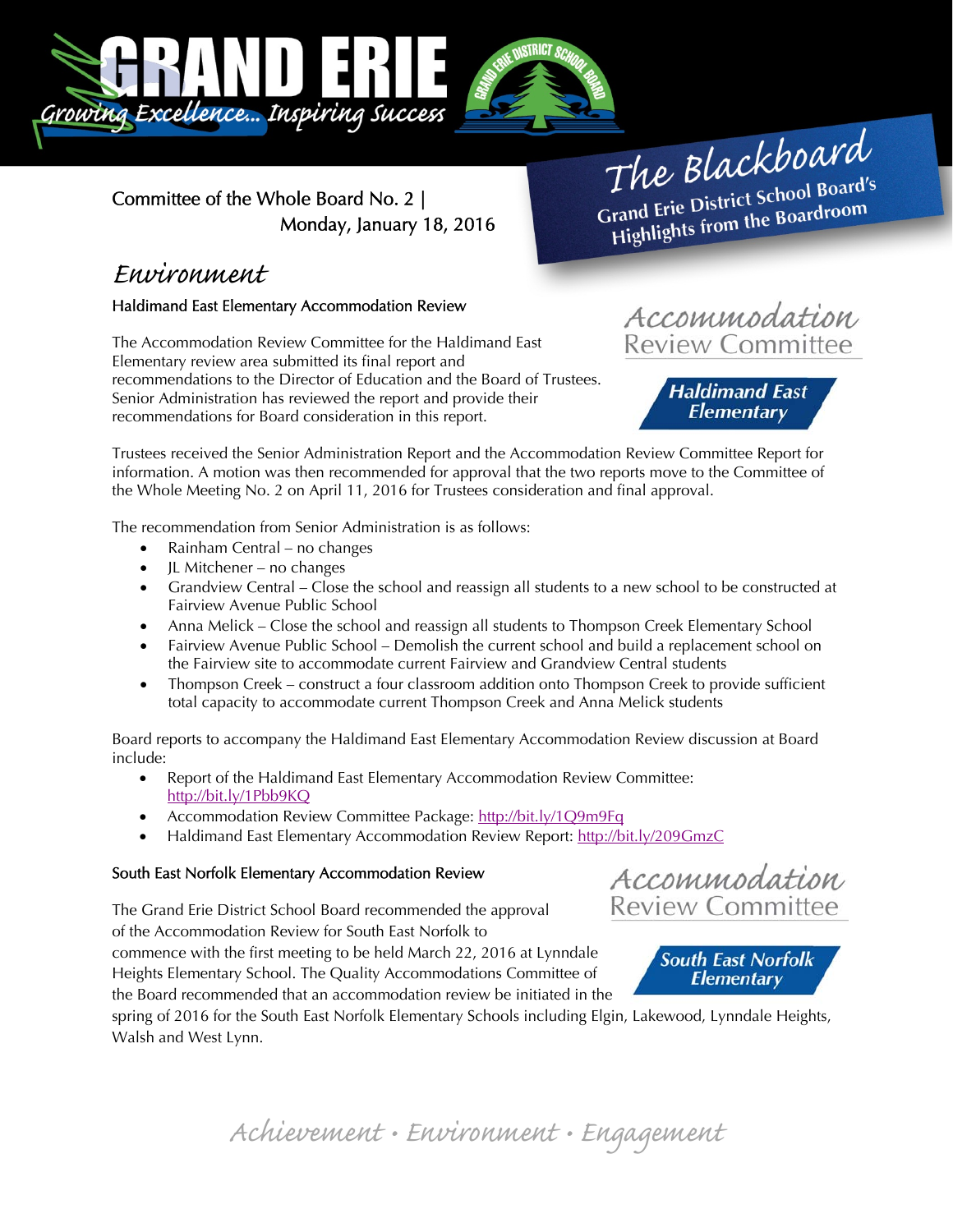Committee of the Whole Board No. 2 | Monday, January 18, 2016

# The Blackboard

Grand Erie District School Board's Highlights from the Boardroom

## Environment

### Haldimand East Elementary Accommodation Review

Accommodation Review Committee

Haldimand East Elementary

The Accommodation Review Committee for the Haldimand East Elementary review area submitted its final report and recommendations to the Director of Education and the Board of Trustees. Senior Administration has reviewed the report and provide their recommendations for Board consideration in this report.

Trustees received the Senior Administration Report and the Accommodation Review Committee Report for information. A motion was then recommended for approval that the two reports move to the Committee of the Whole Meeting No. 2 on April 11, 2016 for Trustees consideration and final approval.

The recommendation from Senior Administration is as follows:

- Rainham Central – no changes
- JL Mitchener – no changes
- Grandview Central – Close the school and reassign all students to a new school to be constructed at Fairview Avenue Public School
- Anna Melick – Close the school and reassign all students to Thompson Creek Elementary School
- Fairview Avenue Public School – Demolish the current school and build a replacement school on the Fairview site to accommodate current Fairview and Grandview Central students
- Thompson Creek – construct a four classroom addition onto Thompson Creek to provide sufficient total capacity to accommodate current Thompson Creek and Anna Melick students

Board reports to accompany the Haldimand East Elementary Accommodation Review discussion at Board include:

- Report of the Haldimand East Elementary Accommodation Review Committee: http://bit.ly/1Pbb9KQ
- Accommodation Review Committee Package: http://bit.ly/1Q9m9Fq
- Haldimand East Elementary Accommodation Review Report: http://bit.ly/209GmzC

### South East Norfolk Elementary Accommodation Review

Accommodation Review Committee

South East Norfolk Elementary

The Grand Erie District School Board recommended the approval of the Accommodation Review for South East Norfolk to commence with the first meeting to be held March 22, 2016 at Lynndale Heights Elementary School. The Quality Accommodations Committee of the Board recommended that an accommodation review be initiated in the spring of 2016 for the South East Norfolk Elementary Schools including Elgin, Lakewood, Lynndale Heights, Walsh and West Lynn.

Achievement • Environment • Engagement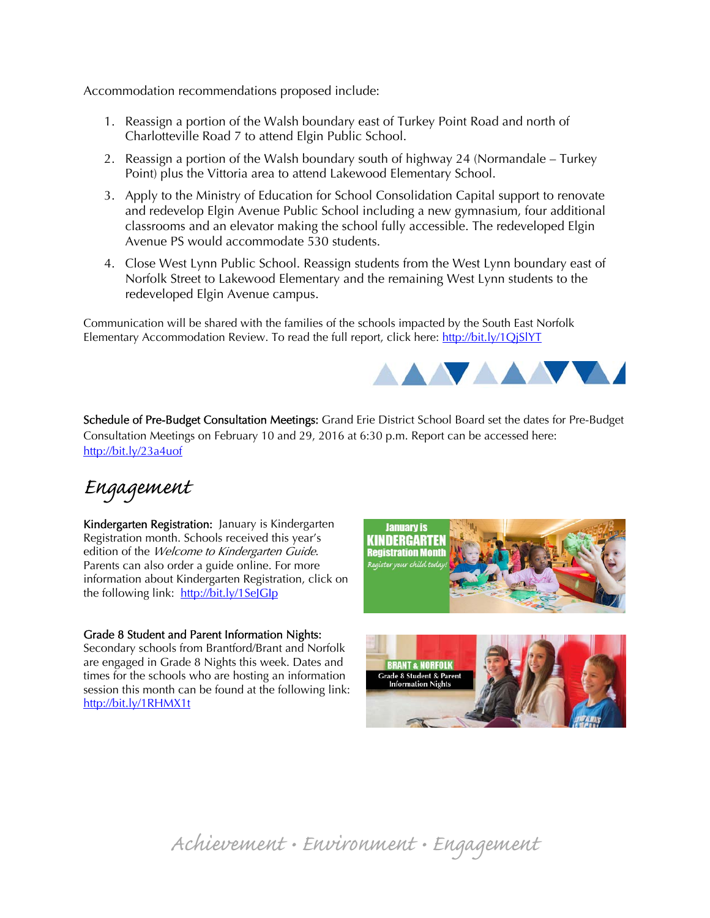Accommodation recommendations proposed include:

1. Reassign a portion of the Walsh boundary east of Turkey Point Road and north of Charlotteville Road 7 to attend Elgin Public School.
2. Reassign a portion of the Walsh boundary south of highway 24 (Normandale – Turkey Point) plus the Vittoria area to attend Lakewood Elementary School.
3. Apply to the Ministry of Education for School Consolidation Capital support to renovate and redevelop Elgin Avenue Public School including a new gymnasium, four additional classrooms and an elevator making the school fully accessible. The redeveloped Elgin Avenue PS would accommodate 530 students.
4. Close West Lynn Public School. Reassign students from the West Lynn boundary east of Norfolk Street to Lakewood Elementary and the remaining West Lynn students to the redeveloped Elgin Avenue campus.

Communication will be shared with the families of the schools impacted by the South East Norfolk Elementary Accommodation Review. To read the full report, click here: http://bit.ly/1QjSlYT

**Schedule of Pre-Budget Consultation Meetings:** Grand Erie District School Board set the dates for Pre-Budget Consultation Meetings on February 10 and 29, 2016 at 6:30 p.m. Report can be accessed here: http://bit.ly/23a4uof

# *Engagement*

**Kindergarten Registration:** January is Kindergarten Registration month. Schools received this year's edition of the *Welcome to Kindergarten Guide*. Parents can also order a guide online. For more information about Kindergarten Registration, click on the following link: http://bit.ly/1SeJGIp

**Grade 8 Student and Parent Information Nights:** Secondary schools from Brantford/Brant and Norfolk are engaged in Grade 8 Nights this week. Dates and times for the schools who are hosting an information session this month can be found at the following link: http://bit.ly/1RHMX1t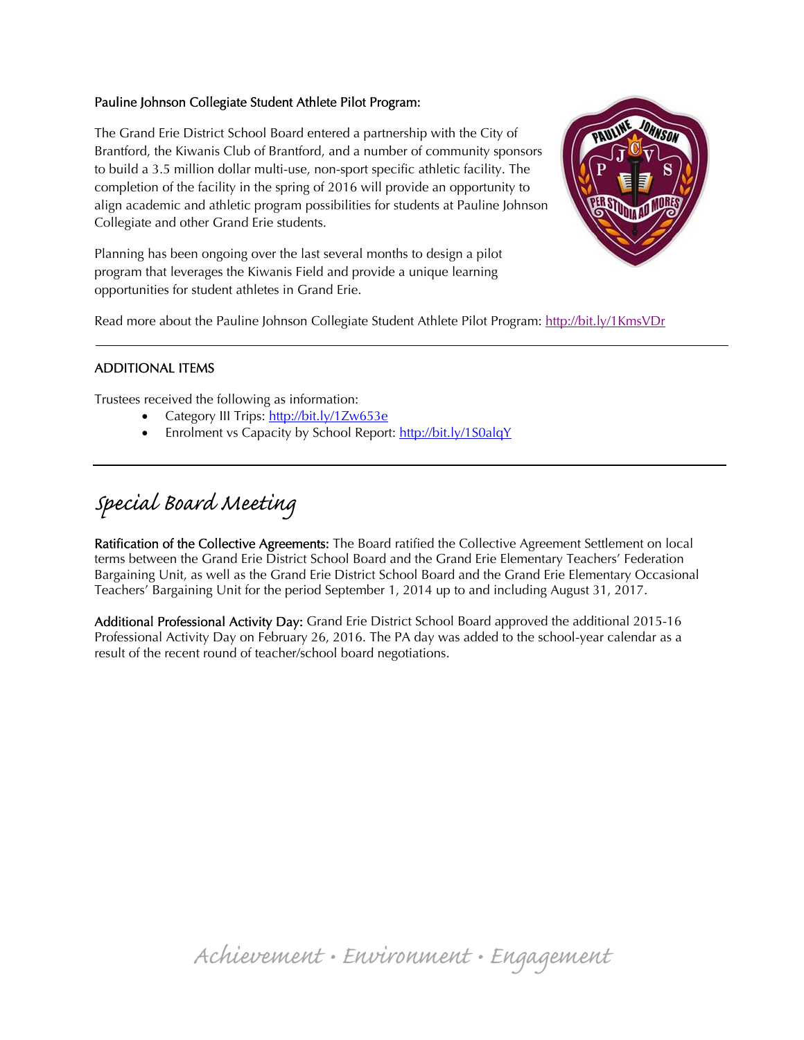### Pauline Johnson Collegiate Student Athlete Pilot Program:

The Grand Erie District School Board entered a partnership with the City of Brantford, the Kiwanis Club of Brantford, and a number of community sponsors to build a 3.5 million dollar multi-use, non-sport specific athletic facility. The completion of the facility in the spring of 2016 will provide an opportunity to align academic and athletic program possibilities for students at Pauline Johnson Collegiate and other Grand Erie students.

Planning has been ongoing over the last several months to design a pilot program that leverages the Kiwanis Field and provide a unique learning opportunities for student athletes in Grand Erie.

Read more about the Pauline Johnson Collegiate Student Athlete Pilot Program: http://bit.ly/1KmsVDr

---

### ADDITIONAL ITEMS

Trustees received the following as information:

- Category III Trips: http://bit.ly/1Zw653e
- Enrolment vs Capacity by School Report: http://bit.ly/1S0alqY

---

## *Special Board Meeting*

**Ratification of the Collective Agreements:** The Board ratified the Collective Agreement Settlement on local terms between the Grand Erie District School Board and the Grand Erie Elementary Teachers' Federation Bargaining Unit, as well as the Grand Erie District School Board and the Grand Erie Elementary Occasional Teachers' Bargaining Unit for the period September 1, 2014 up to and including August 31, 2017.

**Additional Professional Activity Day:** Grand Erie District School Board approved the additional 2015-16 Professional Activity Day on February 26, 2016. The PA day was added to the school-year calendar as a result of the recent round of teacher/school board negotiations.